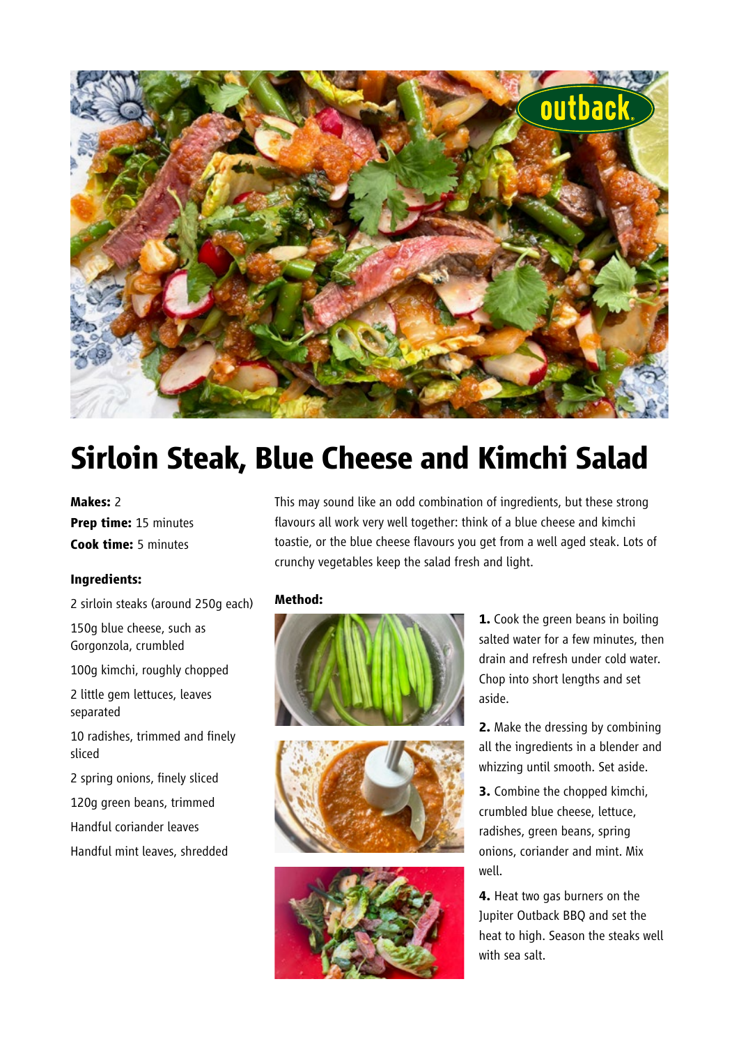# Sirloin Steak, Blue Cheese and Kimchi Salad

**Makes:** 2
**Prep time:** 15 minutes
**Cook time:** 5 minutes

This may sound like an odd combination of ingredients, but these strong flavours all work very well together: think of a blue cheese and kimchi toastie, or the blue cheese flavours you get from a well aged steak. Lots of crunchy vegetables keep the salad fresh and light.

**Ingredients:**

2 sirloin steaks (around 250g each)

150g blue cheese, such as Gorgonzola, crumbled

100g kimchi, roughly chopped

2 little gem lettuces, leaves separated

10 radishes, trimmed and finely sliced

2 spring onions, finely sliced

120g green beans, trimmed

Handful coriander leaves

Handful mint leaves, shredded

**Method:**

**1.** Cook the green beans in boiling salted water for a few minutes, then drain and refresh under cold water. Chop into short lengths and set aside.

**2.** Make the dressing by combining all the ingredients in a blender and whizzing until smooth. Set aside.

**3.** Combine the chopped kimchi, crumbled blue cheese, lettuce, radishes, green beans, spring onions, coriander and mint. Mix well.

**4.** Heat two gas burners on the Jupiter Outback BBQ and set the heat to high. Season the steaks well with sea salt.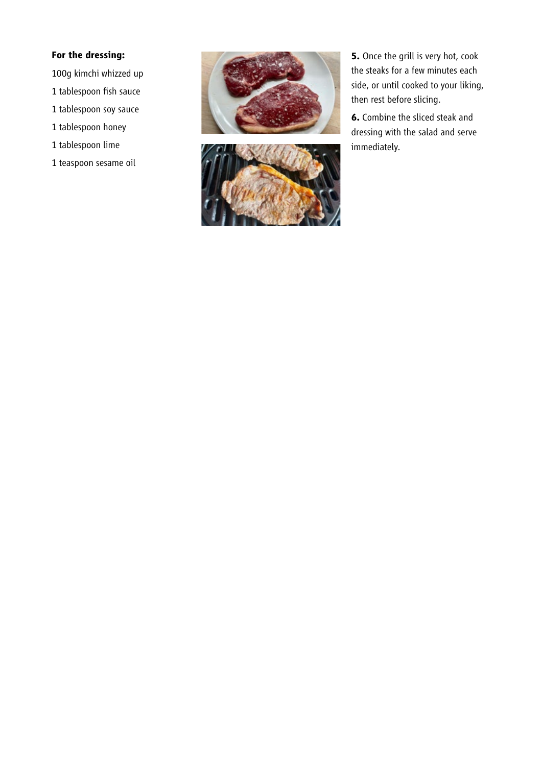**For the dressing:**

100g kimchi whizzed up

1 tablespoon fish sauce

1 tablespoon soy sauce

1 tablespoon honey

1 tablespoon lime

1 teaspoon sesame oil

**5.** Once the grill is very hot, cook the steaks for a few minutes each side, or until cooked to your liking, then rest before slicing.

**6.** Combine the sliced steak and dressing with the salad and serve immediately.